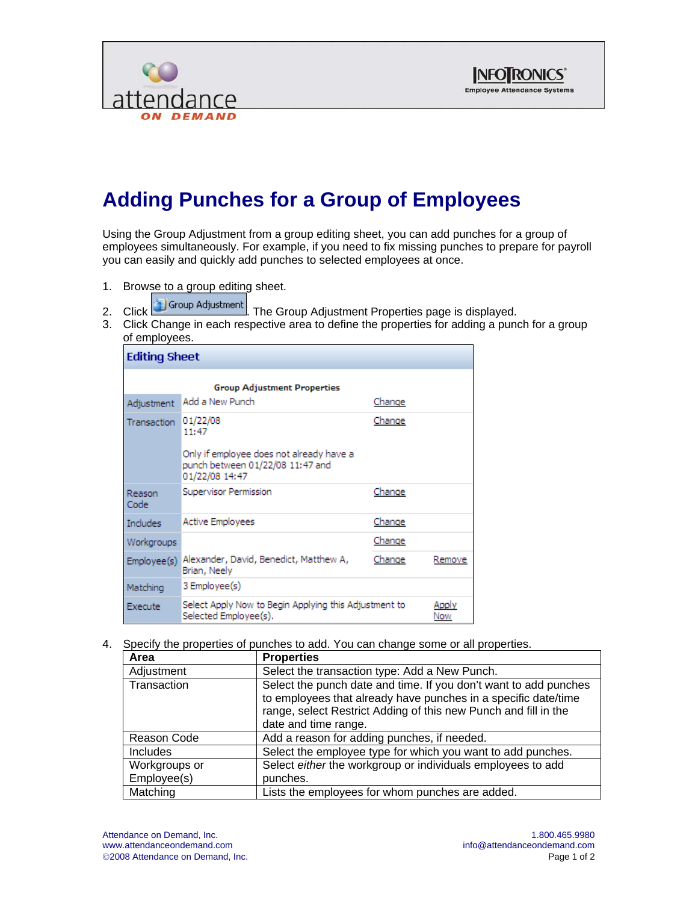# Adding Punches for a Group of Employees

Using the Group Adjustment from a group editing sheet, you can add punches for a group of employees simultaneously. For example, if you need to fix missing punches to prepare for payroll you can easily and quickly add punches to selected employees at once.

1. Browse to a group editing sheet.
2. Click Group Adjustment. The Group Adjustment Properties page is displayed.
3. Click Change in each respective area to define the properties for adding a punch for a group of employees.

**Editing Sheet**

**Group Adjustment Properties**

| | | | |
|---|---|---|---|
| Adjustment | Add a New Punch | Change | |
| Transaction | 01/22/08 11:47<br><br>Only if employee does not already have a punch between 01/22/08 11:47 and 01/22/08 14:47 | Change | |
| Reason Code | Supervisor Permission | Change | |
| Includes | Active Employees | Change | |
| Workgroups | | Change | |
| Employee(s) | Alexander, David, Benedict, Matthew A, Brian, Neely | Change | Remove |
| Matching | 3 Employee(s) | | |
| Execute | Select Apply Now to Begin Applying this Adjustment to Selected Employee(s). | | Apply Now |

4. Specify the properties of punches to add. You can change some or all properties.

| Area | Properties |
|---|---|
| Adjustment | Select the transaction type: Add a New Punch. |
| Transaction | Select the punch date and time. If you don't want to add punches to employees that already have punches in a specific date/time range, select Restrict Adding of this new Punch and fill in the date and time range. |
| Reason Code | Add a reason for adding punches, if needed. |
| Includes | Select the employee type for which you want to add punches. |
| Workgroups or Employee(s) | Select *either* the workgroup or individuals employees to add punches. |
| Matching | Lists the employees for whom punches are added. |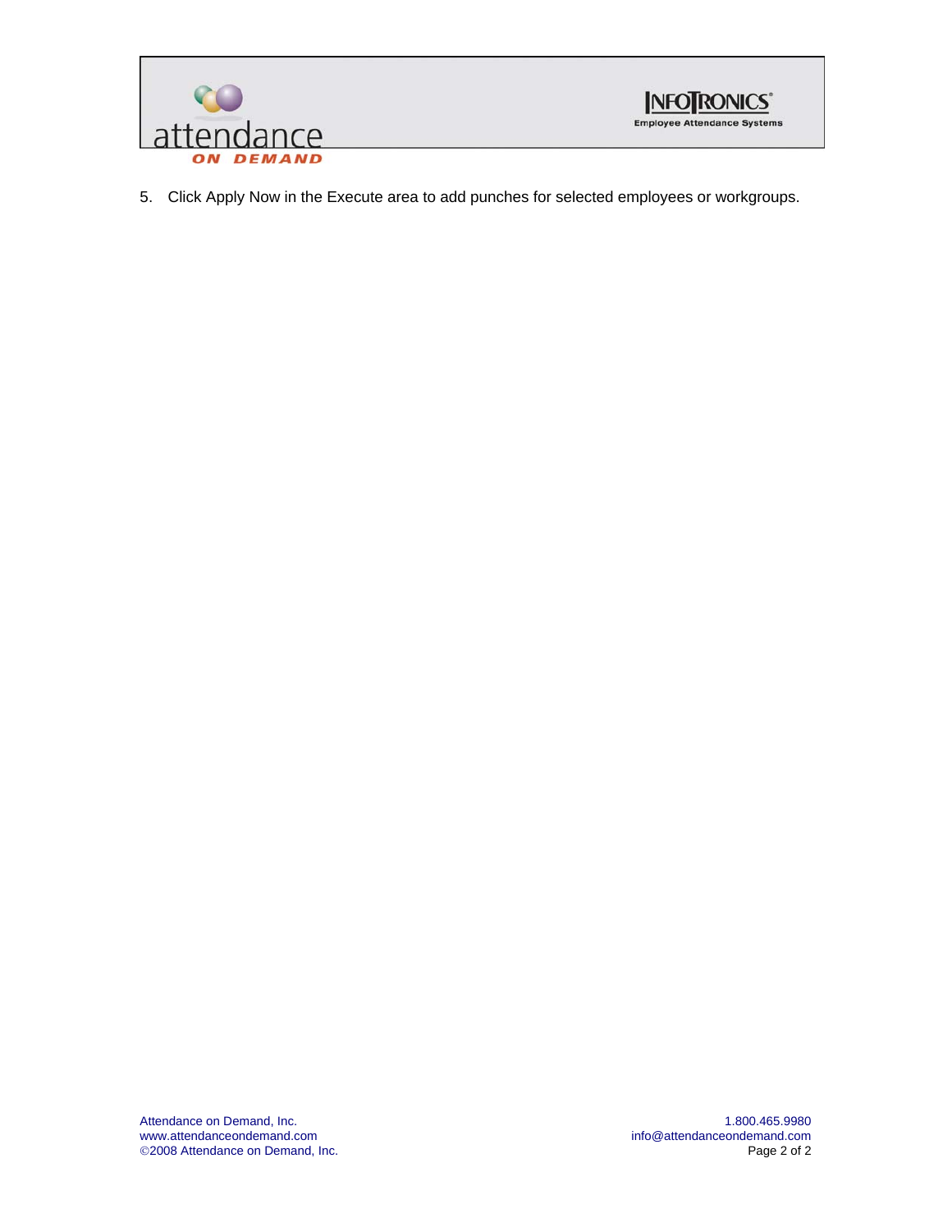5. Click Apply Now in the Execute area to add punches for selected employees or workgroups.